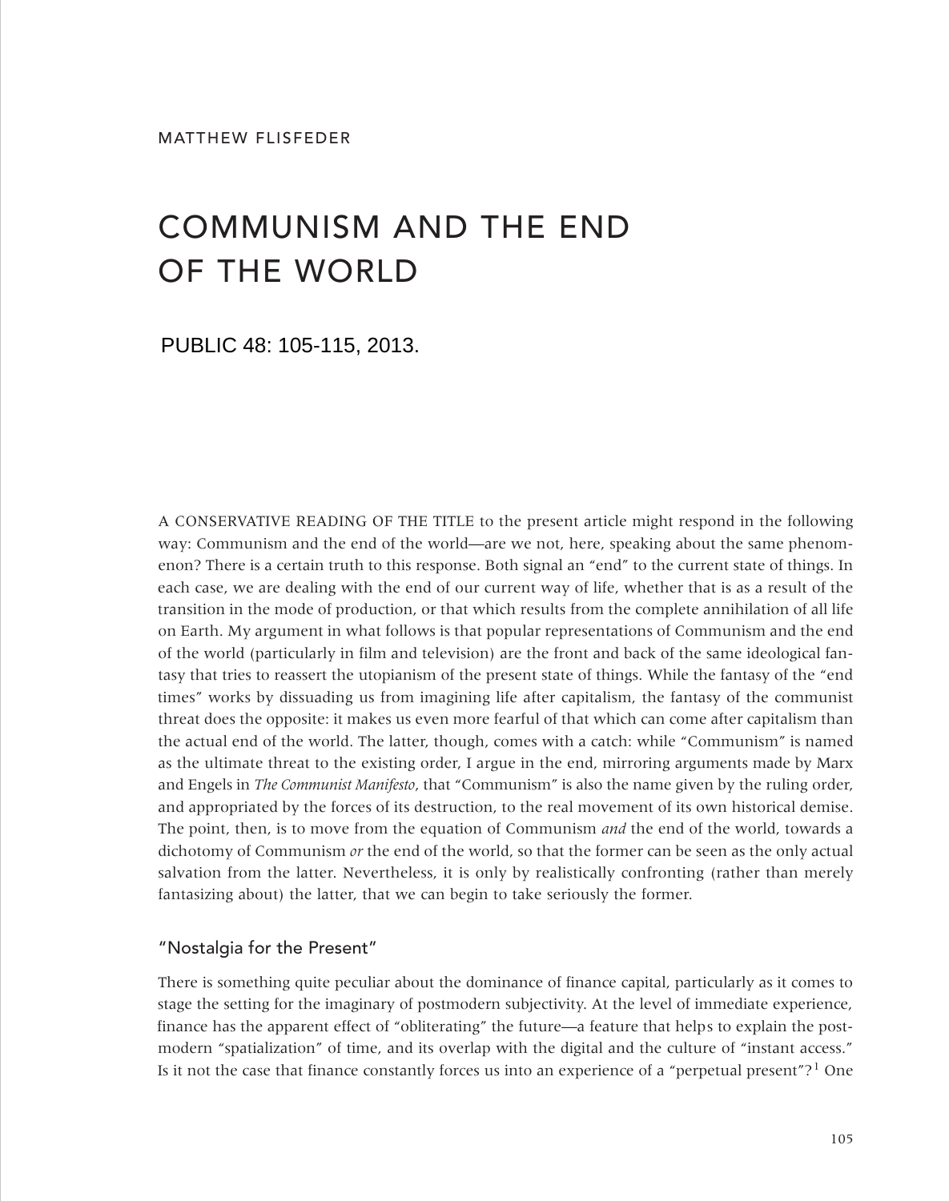MATTHEW FLISFEDER

# COMMUNISM AND THE END OF THE WORLD

PUBLIC 48: 105-115, 2013.

A CONSERVATIVE READING OF THE TITLE to the present article might respond in the following way: Communism and the end of the world—are we not, here, speaking about the same phenomenon? There is a certain truth to this response. Both signal an "end" to the current state of things. In each case, we are dealing with the end of our current way of life, whether that is as a result of the transition in the mode of production, or that which results from the complete annihilation of all life on Earth. My argument in what follows is that popular representations of Communism and the end of the world (particularly in film and television) are the front and back of the same ideological fantasy that tries to reassert the utopianism of the present state of things. While the fantasy of the "end times" works by dissuading us from imagining life after capitalism, the fantasy of the communist threat does the opposite: it makes us even more fearful of that which can come after capitalism than the actual end of the world. The latter, though, comes with a catch: while "Communism" is named as the ultimate threat to the existing order, I argue in the end, mirroring arguments made by Marx and Engels in *The Communist Manifesto*, that "Communism" is also the name given by the ruling order, and appropriated by the forces of its destruction, to the real movement of its own historical demise. The point, then, is to move from the equation of Communism *and* the end of the world, towards a dichotomy of Communism *or* the end of the world, so that the former can be seen as the only actual salvation from the latter. Nevertheless, it is only by realistically confronting (rather than merely fantasizing about) the latter, that we can begin to take seriously the former.

## "Nostalgia for the Present"

There is something quite peculiar about the dominance of finance capital, particularly as it comes to stage the setting for the imaginary of postmodern subjectivity. At the level of immediate experience, finance has the apparent effect of "obliterating" the future—a feature that helps to explain the postmodern "spatialization" of time, and its overlap with the digital and the culture of "instant access." Is it not the case that finance constantly forces us into an experience of a "perpetual present"?[1] One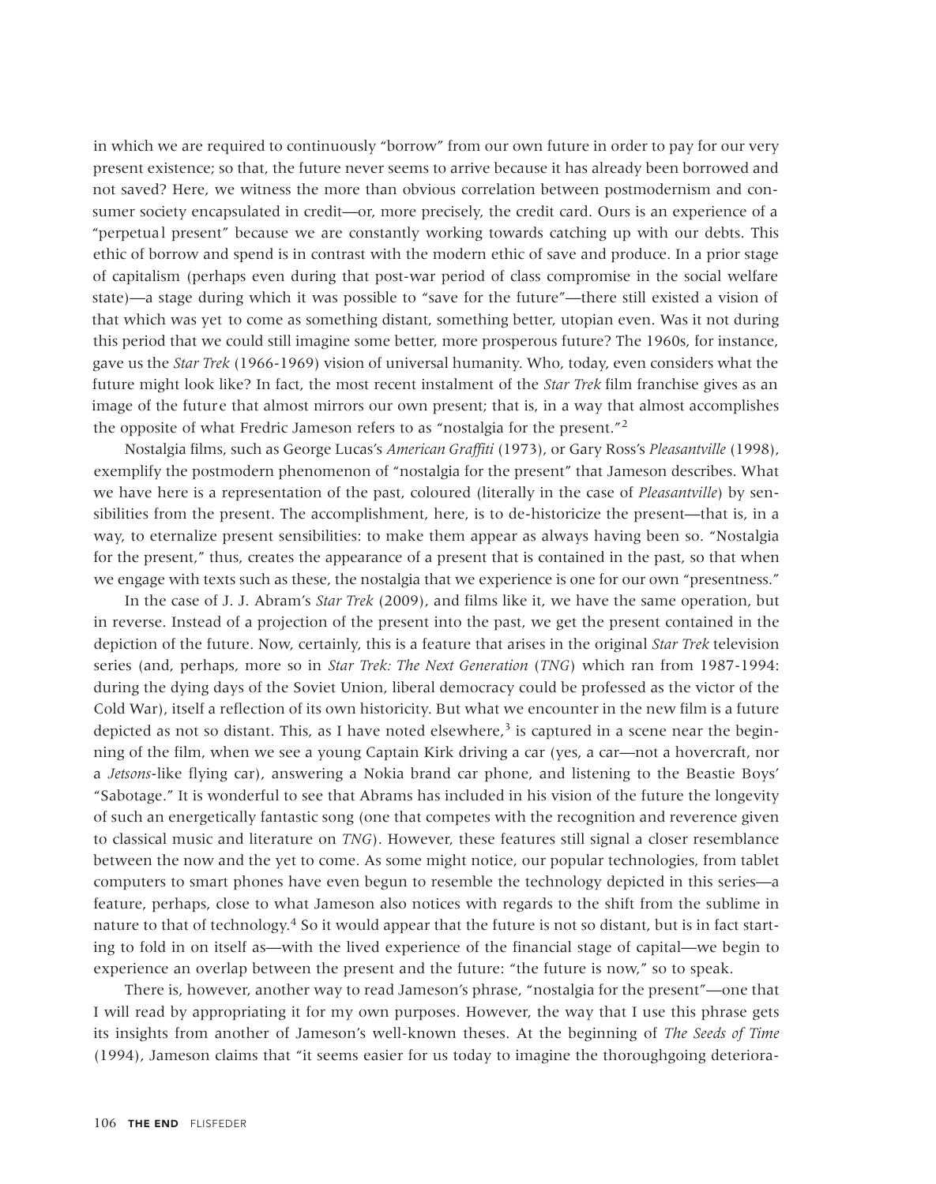in which we are required to continuously "borrow" from our own future in order to pay for our very present existence; so that, the future never seems to arrive because it has already been borrowed and not saved? Here, we witness the more than obvious correlation between postmodernism and consumer society encapsulated in credit—or, more precisely, the credit card. Ours is an experience of a "perpetual present" because we are constantly working towards catching up with our debts. This ethic of borrow and spend is in contrast with the modern ethic of save and produce. In a prior stage of capitalism (perhaps even during that post-war period of class compromise in the social welfare state)—a stage during which it was possible to "save for the future"—there still existed a vision of that which was yet to come as something distant, something better, utopian even. Was it not during this period that we could still imagine some better, more prosperous future? The 1960s, for instance, gave us the *Star Trek* (1966-1969) vision of universal humanity. Who, today, even considers what the future might look like? In fact, the most recent instalment of the *Star Trek* film franchise gives as an image of the future that almost mirrors our own present; that is, in a way that almost accomplishes the opposite of what Fredric Jameson refers to as "nostalgia for the present."[2]

Nostalgia films, such as George Lucas's *American Graffiti* (1973), or Gary Ross's *Pleasantville* (1998), exemplify the postmodern phenomenon of "nostalgia for the present" that Jameson describes. What we have here is a representation of the past, coloured (literally in the case of *Pleasantville*) by sensibilities from the present. The accomplishment, here, is to de-historicize the present—that is, in a way, to eternalize present sensibilities: to make them appear as always having been so. "Nostalgia for the present," thus, creates the appearance of a present that is contained in the past, so that when we engage with texts such as these, the nostalgia that we experience is one for our own "presentness."

In the case of J. J. Abram's *Star Trek* (2009), and films like it, we have the same operation, but in reverse. Instead of a projection of the present into the past, we get the present contained in the depiction of the future. Now, certainly, this is a feature that arises in the original *Star Trek* television series (and, perhaps, more so in *Star Trek: The Next Generation* (*TNG*) which ran from 1987-1994: during the dying days of the Soviet Union, liberal democracy could be professed as the victor of the Cold War), itself a reflection of its own historicity. But what we encounter in the new film is a future depicted as not so distant. This, as I have noted elsewhere,[3] is captured in a scene near the beginning of the film, when we see a young Captain Kirk driving a car (yes, a car—not a hovercraft, nor a *Jetsons*-like flying car), answering a Nokia brand car phone, and listening to the Beastie Boys' "Sabotage." It is wonderful to see that Abrams has included in his vision of the future the longevity of such an energetically fantastic song (one that competes with the recognition and reverence given to classical music and literature on *TNG*). However, these features still signal a closer resemblance between the now and the yet to come. As some might notice, our popular technologies, from tablet computers to smart phones have even begun to resemble the technology depicted in this series—a feature, perhaps, close to what Jameson also notices with regards to the shift from the sublime in nature to that of technology.[4] So it would appear that the future is not so distant, but is in fact starting to fold in on itself as—with the lived experience of the financial stage of capital—we begin to experience an overlap between the present and the future: "the future is now," so to speak.

There is, however, another way to read Jameson's phrase, "nostalgia for the present"—one that I will read by appropriating it for my own purposes. However, the way that I use this phrase gets its insights from another of Jameson's well-known theses. At the beginning of *The Seeds of Time* (1994), Jameson claims that "it seems easier for us today to imagine the thoroughgoing deteriora-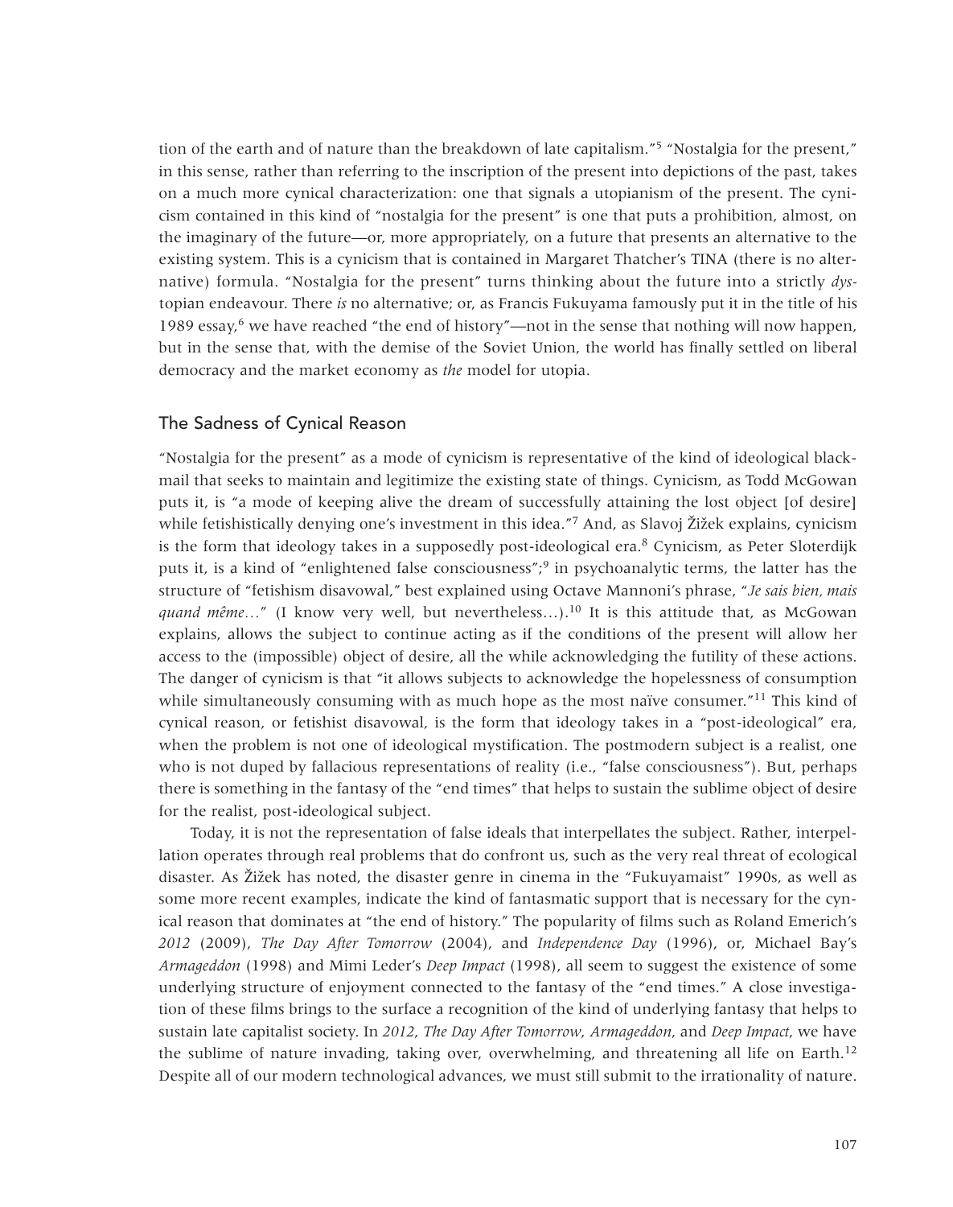tion of the earth and of nature than the breakdown of late capitalism."[5] "Nostalgia for the present," in this sense, rather than referring to the inscription of the present into depictions of the past, takes on a much more cynical characterization: one that signals a utopianism of the present. The cynicism contained in this kind of "nostalgia for the present" is one that puts a prohibition, almost, on the imaginary of the future—or, more appropriately, on a future that presents an alternative to the existing system. This is a cynicism that is contained in Margaret Thatcher's TINA (there is no alternative) formula. "Nostalgia for the present" turns thinking about the future into a strictly *dys*-topian endeavour. There *is* no alternative; or, as Francis Fukuyama famously put it in the title of his 1989 essay,[6] we have reached "the end of history"—not in the sense that nothing will now happen, but in the sense that, with the demise of the Soviet Union, the world has finally settled on liberal democracy and the market economy as *the* model for utopia.

## The Sadness of Cynical Reason

"Nostalgia for the present" as a mode of cynicism is representative of the kind of ideological blackmail that seeks to maintain and legitimize the existing state of things. Cynicism, as Todd McGowan puts it, is "a mode of keeping alive the dream of successfully attaining the lost object [of desire] while fetishistically denying one's investment in this idea."[7] And, as Slavoj Žižek explains, cynicism is the form that ideology takes in a supposedly post-ideological era.[8] Cynicism, as Peter Sloterdijk puts it, is a kind of "enlightened false consciousness";[9] in psychoanalytic terms, the latter has the structure of "fetishism disavowal," best explained using Octave Mannoni's phrase, "*Je sais bien, mais quand même…*" (I know very well, but nevertheless…).[10] It is this attitude that, as McGowan explains, allows the subject to continue acting as if the conditions of the present will allow her access to the (impossible) object of desire, all the while acknowledging the futility of these actions. The danger of cynicism is that "it allows subjects to acknowledge the hopelessness of consumption while simultaneously consuming with as much hope as the most naïve consumer."[11] This kind of cynical reason, or fetishist disavowal, is the form that ideology takes in a "post-ideological" era, when the problem is not one of ideological mystification. The postmodern subject is a realist, one who is not duped by fallacious representations of reality (i.e., "false consciousness"). But, perhaps there is something in the fantasy of the "end times" that helps to sustain the sublime object of desire for the realist, post-ideological subject.

Today, it is not the representation of false ideals that interpellates the subject. Rather, interpellation operates through real problems that do confront us, such as the very real threat of ecological disaster. As Žižek has noted, the disaster genre in cinema in the "Fukuyamaist" 1990s, as well as some more recent examples, indicate the kind of fantasmatic support that is necessary for the cynical reason that dominates at "the end of history." The popularity of films such as Roland Emerich's *2012* (2009), *The Day After Tomorrow* (2004), and *Independence Day* (1996), or, Michael Bay's *Armageddon* (1998) and Mimi Leder's *Deep Impact* (1998), all seem to suggest the existence of some underlying structure of enjoyment connected to the fantasy of the "end times." A close investigation of these films brings to the surface a recognition of the kind of underlying fantasy that helps to sustain late capitalist society. In *2012*, *The Day After Tomorrow*, *Armageddon*, and *Deep Impact*, we have the sublime of nature invading, taking over, overwhelming, and threatening all life on Earth.[12] Despite all of our modern technological advances, we must still submit to the irrationality of nature.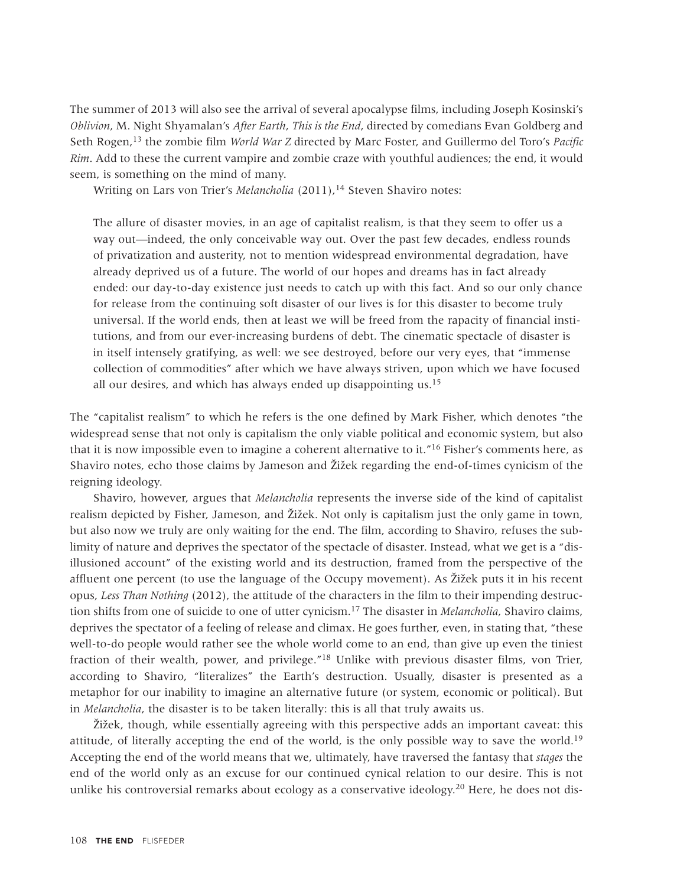The summer of 2013 will also see the arrival of several apocalypse films, including Joseph Kosinski's *Oblivion*, M. Night Shyamalan's *After Earth*, *This is the End*, directed by comedians Evan Goldberg and Seth Rogen,[13] the zombie film *World War Z* directed by Marc Foster, and Guillermo del Toro's *Pacific Rim*. Add to these the current vampire and zombie craze with youthful audiences; the end, it would seem, is something on the mind of many.

Writing on Lars von Trier's *Melancholia* (2011),[14] Steven Shaviro notes:

> The allure of disaster movies, in an age of capitalist realism, is that they seem to offer us a way out—indeed, the only conceivable way out. Over the past few decades, endless rounds of privatization and austerity, not to mention widespread environmental degradation, have already deprived us of a future. The world of our hopes and dreams has in fact already ended: our day-to-day existence just needs to catch up with this fact. And so our only chance for release from the continuing soft disaster of our lives is for this disaster to become truly universal. If the world ends, then at least we will be freed from the rapacity of financial institutions, and from our ever-increasing burdens of debt. The cinematic spectacle of disaster is in itself intensely gratifying, as well: we see destroyed, before our very eyes, that "immense collection of commodities" after which we have always striven, upon which we have focused all our desires, and which has always ended up disappointing us.[15]

The "capitalist realism" to which he refers is the one defined by Mark Fisher, which denotes "the widespread sense that not only is capitalism the only viable political and economic system, but also that it is now impossible even to imagine a coherent alternative to it."[16] Fisher's comments here, as Shaviro notes, echo those claims by Jameson and Žižek regarding the end-of-times cynicism of the reigning ideology.

Shaviro, however, argues that *Melancholia* represents the inverse side of the kind of capitalist realism depicted by Fisher, Jameson, and Žižek. Not only is capitalism just the only game in town, but also now we truly are only waiting for the end. The film, according to Shaviro, refuses the sublimity of nature and deprives the spectator of the spectacle of disaster. Instead, what we get is a "disillusioned account" of the existing world and its destruction, framed from the perspective of the affluent one percent (to use the language of the Occupy movement). As Žižek puts it in his recent opus, *Less Than Nothing* (2012), the attitude of the characters in the film to their impending destruction shifts from one of suicide to one of utter cynicism.[17] The disaster in *Melancholia*, Shaviro claims, deprives the spectator of a feeling of release and climax. He goes further, even, in stating that, "these well-to-do people would rather see the whole world come to an end, than give up even the tiniest fraction of their wealth, power, and privilege."[18] Unlike with previous disaster films, von Trier, according to Shaviro, "literalizes" the Earth's destruction. Usually, disaster is presented as a metaphor for our inability to imagine an alternative future (or system, economic or political). But in *Melancholia*, the disaster is to be taken literally: this is all that truly awaits us.

Žižek, though, while essentially agreeing with this perspective adds an important caveat: this attitude, of literally accepting the end of the world, is the only possible way to save the world.[19] Accepting the end of the world means that we, ultimately, have traversed the fantasy that *stages* the end of the world only as an excuse for our continued cynical relation to our desire. This is not unlike his controversial remarks about ecology as a conservative ideology.[20] Here, he does not dis-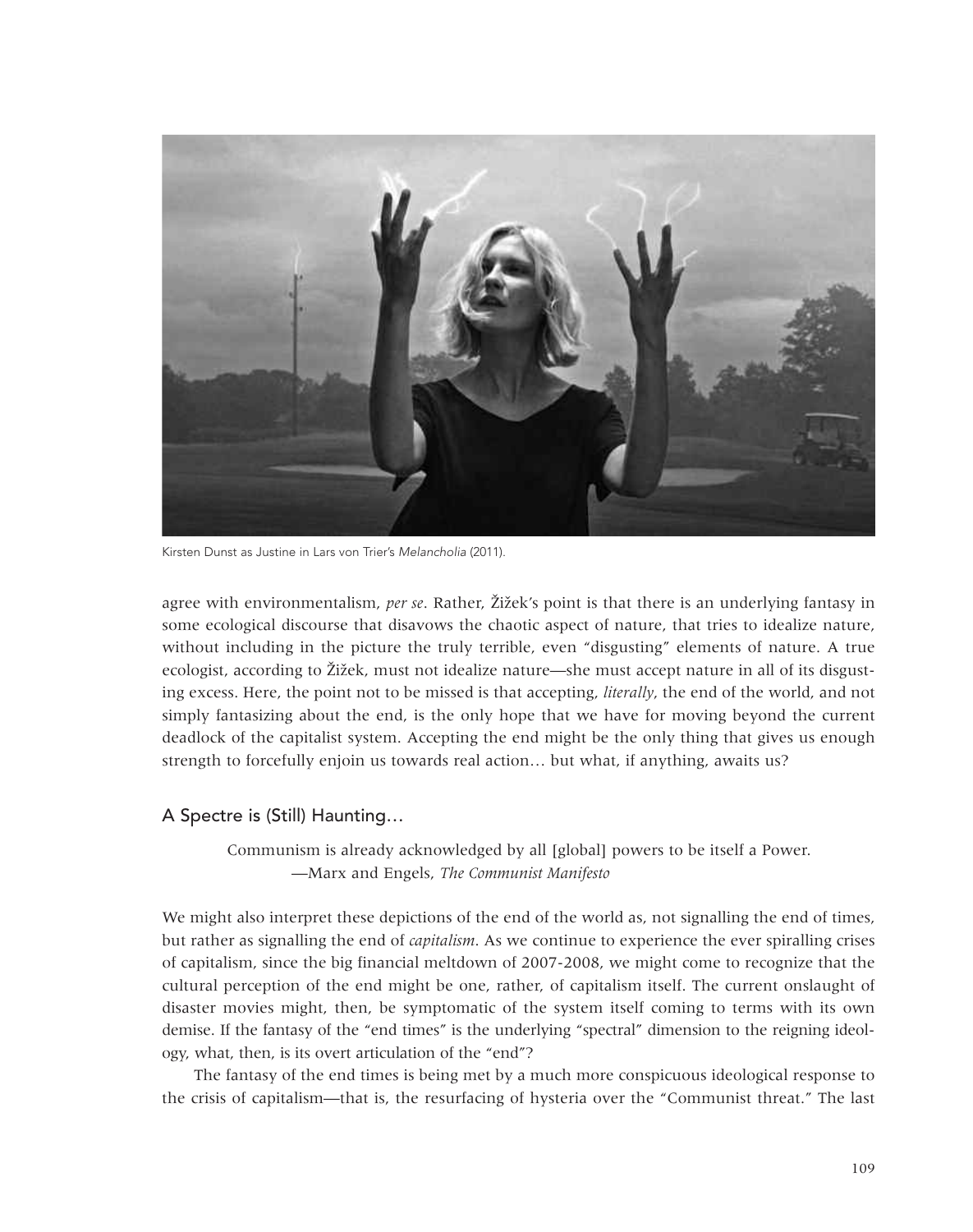Kirsten Dunst as Justine in Lars von Trier's *Melancholia* (2011).

agree with environmentalism, *per se*. Rather, Žižek's point is that there is an underlying fantasy in some ecological discourse that disavows the chaotic aspect of nature, that tries to idealize nature, without including in the picture the truly terrible, even "disgusting" elements of nature. A true ecologist, according to Žižek, must not idealize nature—she must accept nature in all of its disgusting excess. Here, the point not to be missed is that accepting, *literally*, the end of the world, and not simply fantasizing about the end, is the only hope that we have for moving beyond the current deadlock of the capitalist system. Accepting the end might be the only thing that gives us enough strength to forcefully enjoin us towards real action… but what, if anything, awaits us?

## A Spectre is (Still) Haunting…

> Communism is already acknowledged by all [global] powers to be itself a Power.
> —Marx and Engels, *The Communist Manifesto*

We might also interpret these depictions of the end of the world as, not signalling the end of times, but rather as signalling the end of *capitalism*. As we continue to experience the ever spiralling crises of capitalism, since the big financial meltdown of 2007-2008, we might come to recognize that the cultural perception of the end might be one, rather, of capitalism itself. The current onslaught of disaster movies might, then, be symptomatic of the system itself coming to terms with its own demise. If the fantasy of the "end times" is the underlying "spectral" dimension to the reigning ideology, what, then, is its overt articulation of the "end"?

The fantasy of the end times is being met by a much more conspicuous ideological response to the crisis of capitalism—that is, the resurfacing of hysteria over the "Communist threat." The last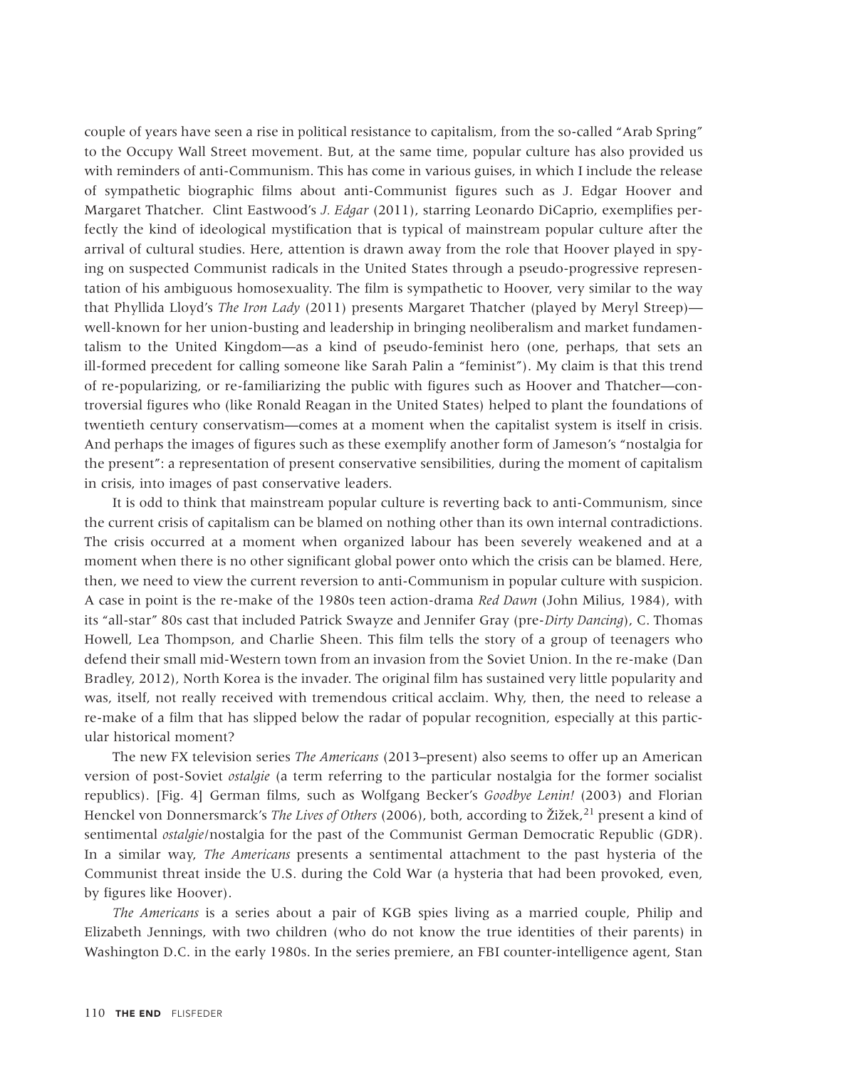couple of years have seen a rise in political resistance to capitalism, from the so-called "Arab Spring" to the Occupy Wall Street movement. But, at the same time, popular culture has also provided us with reminders of anti-Communism. This has come in various guises, in which I include the release of sympathetic biographic films about anti-Communist figures such as J. Edgar Hoover and Margaret Thatcher. Clint Eastwood's *J. Edgar* (2011), starring Leonardo DiCaprio, exemplifies perfectly the kind of ideological mystification that is typical of mainstream popular culture after the arrival of cultural studies. Here, attention is drawn away from the role that Hoover played in spying on suspected Communist radicals in the United States through a pseudo-progressive representation of his ambiguous homosexuality. The film is sympathetic to Hoover, very similar to the way that Phyllida Lloyd's *The Iron Lady* (2011) presents Margaret Thatcher (played by Meryl Streep)—well-known for her union-busting and leadership in bringing neoliberalism and market fundamentalism to the United Kingdom—as a kind of pseudo-feminist hero (one, perhaps, that sets an ill-formed precedent for calling someone like Sarah Palin a "feminist"). My claim is that this trend of re-popularizing, or re-familiarizing the public with figures such as Hoover and Thatcher—controversial figures who (like Ronald Reagan in the United States) helped to plant the foundations of twentieth century conservatism—comes at a moment when the capitalist system is itself in crisis. And perhaps the images of figures such as these exemplify another form of Jameson's "nostalgia for the present": a representation of present conservative sensibilities, during the moment of capitalism in crisis, into images of past conservative leaders.

It is odd to think that mainstream popular culture is reverting back to anti-Communism, since the current crisis of capitalism can be blamed on nothing other than its own internal contradictions. The crisis occurred at a moment when organized labour has been severely weakened and at a moment when there is no other significant global power onto which the crisis can be blamed. Here, then, we need to view the current reversion to anti-Communism in popular culture with suspicion. A case in point is the re-make of the 1980s teen action-drama *Red Dawn* (John Milius, 1984), with its "all-star" 80s cast that included Patrick Swayze and Jennifer Gray (pre-*Dirty Dancing*), C. Thomas Howell, Lea Thompson, and Charlie Sheen. This film tells the story of a group of teenagers who defend their small mid-Western town from an invasion from the Soviet Union. In the re-make (Dan Bradley, 2012), North Korea is the invader. The original film has sustained very little popularity and was, itself, not really received with tremendous critical acclaim. Why, then, the need to release a re-make of a film that has slipped below the radar of popular recognition, especially at this particular historical moment?

The new FX television series *The Americans* (2013–present) also seems to offer up an American version of post-Soviet *ostalgie* (a term referring to the particular nostalgia for the former socialist republics). [Fig. 4] German films, such as Wolfgang Becker's *Goodbye Lenin!* (2003) and Florian Henckel von Donnersmarck's *The Lives of Others* (2006), both, according to Žižek,[21] present a kind of sentimental *ostalgie*/nostalgia for the past of the Communist German Democratic Republic (GDR). In a similar way, *The Americans* presents a sentimental attachment to the past hysteria of the Communist threat inside the U.S. during the Cold War (a hysteria that had been provoked, even, by figures like Hoover).

*The Americans* is a series about a pair of KGB spies living as a married couple, Philip and Elizabeth Jennings, with two children (who do not know the true identities of their parents) in Washington D.C. in the early 1980s. In the series premiere, an FBI counter-intelligence agent, Stan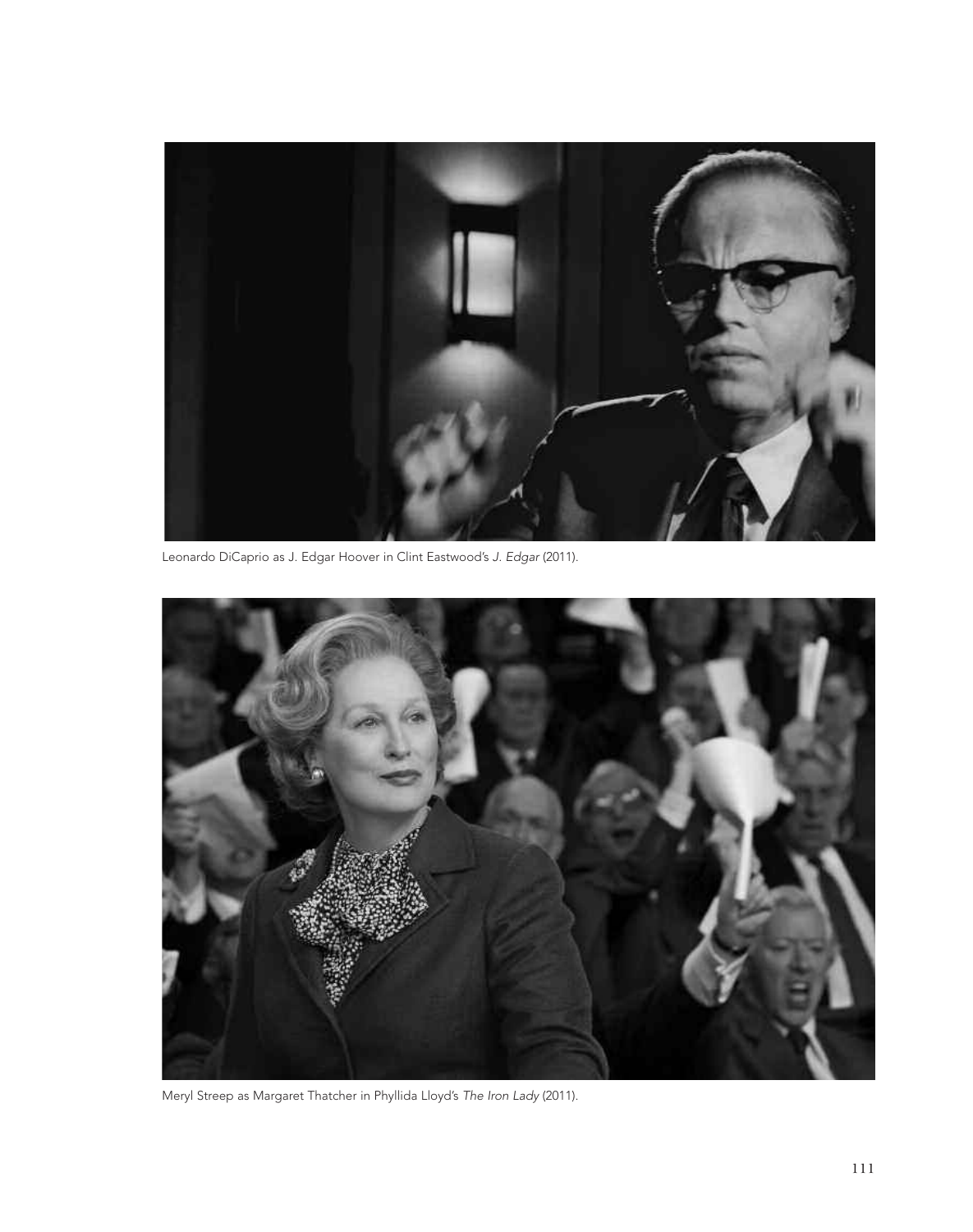Leonardo DiCaprio as J. Edgar Hoover in Clint Eastwood's *J. Edgar* (2011).

Meryl Streep as Margaret Thatcher in Phyllida Lloyd's *The Iron Lady* (2011).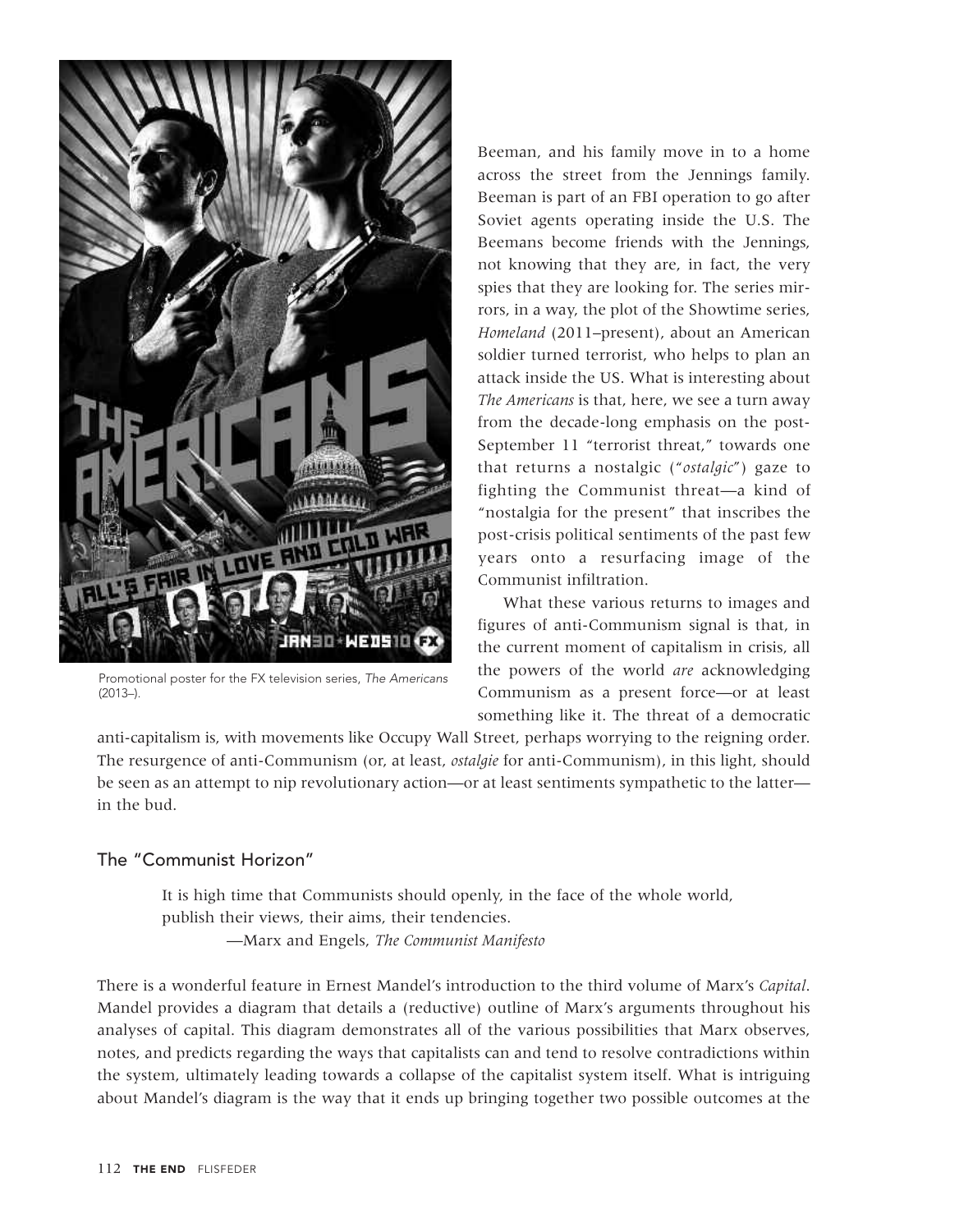Promotional poster for the FX television series, *The Americans* (2013–).

Beeman, and his family move in to a home across the street from the Jennings family. Beeman is part of an FBI operation to go after Soviet agents operating inside the U.S. The Beemans become friends with the Jennings, not knowing that they are, in fact, the very spies that they are looking for. The series mirrors, in a way, the plot of the Showtime series, *Homeland* (2011–present), about an American soldier turned terrorist, who helps to plan an attack inside the US. What is interesting about *The Americans* is that, here, we see a turn away from the decade-long emphasis on the post-September 11 "terrorist threat," towards one that returns a nostalgic ("*ostalgic*") gaze to fighting the Communist threat—a kind of "nostalgia for the present" that inscribes the post-crisis political sentiments of the past few years onto a resurfacing image of the Communist infiltration.

What these various returns to images and figures of anti-Communism signal is that, in the current moment of capitalism in crisis, all the powers of the world *are* acknowledging Communism as a present force—or at least something like it. The threat of a democratic anti-capitalism is, with movements like Occupy Wall Street, perhaps worrying to the reigning order. The resurgence of anti-Communism (or, at least, *ostalgie* for anti-Communism), in this light, should be seen as an attempt to nip revolutionary action—or at least sentiments sympathetic to the latter—in the bud.

## The "Communist Horizon"

> It is high time that Communists should openly, in the face of the whole world, publish their views, their aims, their tendencies.
>
> —Marx and Engels, *The Communist Manifesto*

There is a wonderful feature in Ernest Mandel's introduction to the third volume of Marx's *Capital*. Mandel provides a diagram that details a (reductive) outline of Marx's arguments throughout his analyses of capital. This diagram demonstrates all of the various possibilities that Marx observes, notes, and predicts regarding the ways that capitalists can and tend to resolve contradictions within the system, ultimately leading towards a collapse of the capitalist system itself. What is intriguing about Mandel's diagram is the way that it ends up bringing together two possible outcomes at the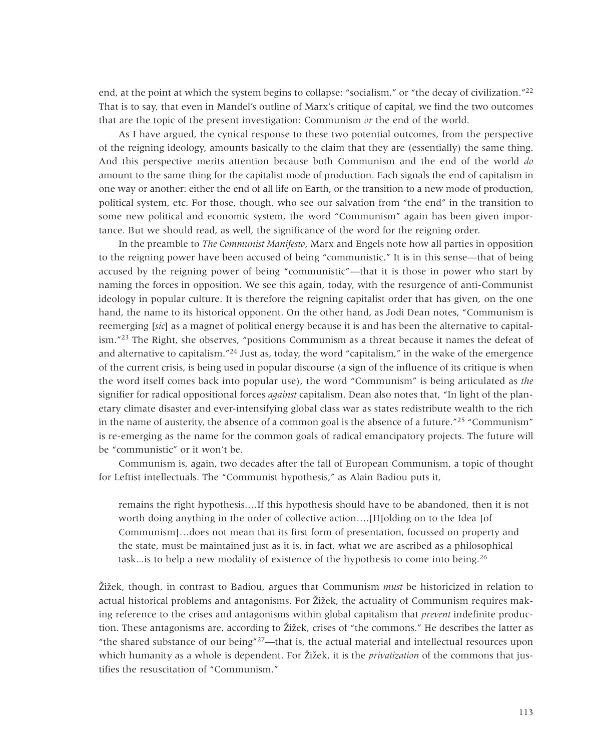end, at the point at which the system begins to collapse: "socialism," or "the decay of civilization."[22] That is to say, that even in Mandel's outline of Marx's critique of capital, we find the two outcomes that are the topic of the present investigation: Communism *or* the end of the world.

As I have argued, the cynical response to these two potential outcomes, from the perspective of the reigning ideology, amounts basically to the claim that they are (essentially) the same thing. And this perspective merits attention because both Communism and the end of the world *do* amount to the same thing for the capitalist mode of production. Each signals the end of capitalism in one way or another: either the end of all life on Earth, or the transition to a new mode of production, political system, etc. For those, though, who see our salvation from "the end" in the transition to some new political and economic system, the word "Communism" again has been given importance. But we should read, as well, the significance of the word for the reigning order.

In the preamble to *The Communist Manifesto*, Marx and Engels note how all parties in opposition to the reigning power have been accused of being "communistic." It is in this sense—that of being accused by the reigning power of being "communistic"—that it is those in power who start by naming the forces in opposition. We see this again, today, with the resurgence of anti-Communist ideology in popular culture. It is therefore the reigning capitalist order that has given, on the one hand, the name to its historical opponent. On the other hand, as Jodi Dean notes, "Communism is reemerging [*sic*] as a magnet of political energy because it is and has been the alternative to capitalism."[23] The Right, she observes, "positions Communism as a threat because it names the defeat of and alternative to capitalism."[24] Just as, today, the word "capitalism," in the wake of the emergence of the current crisis, is being used in popular discourse (a sign of the influence of its critique is when the word itself comes back into popular use), the word "Communism" is being articulated as *the* signifier for radical oppositional forces *against* capitalism. Dean also notes that, "In light of the planetary climate disaster and ever-intensifying global class war as states redistribute wealth to the rich in the name of austerity, the absence of a common goal is the absence of a future."[25] "Communism" is re-emerging as the name for the common goals of radical emancipatory projects. The future will be "communistic" or it won't be.

Communism is, again, two decades after the fall of European Communism, a topic of thought for Leftist intellectuals. The "Communist hypothesis," as Alain Badiou puts it,

> remains the right hypothesis....If this hypothesis should have to be abandoned, then it is not worth doing anything in the order of collective action....[H]olding on to the Idea [of Communism]...does not mean that its first form of presentation, focussed on property and the state, must be maintained just as it is, in fact, what we are ascribed as a philosophical task...is to help a new modality of existence of the hypothesis to come into being.[26]

Žižek, though, in contrast to Badiou, argues that Communism *must* be historicized in relation to actual historical problems and antagonisms. For Žižek, the actuality of Communism requires making reference to the crises and antagonisms within global capitalism that *prevent* indefinite production. These antagonisms are, according to Žižek, crises of "the commons." He describes the latter as "the shared substance of our being"[27]—that is, the actual material and intellectual resources upon which humanity as a whole is dependent. For Žižek, it is the *privatization* of the commons that justifies the resuscitation of "Communism."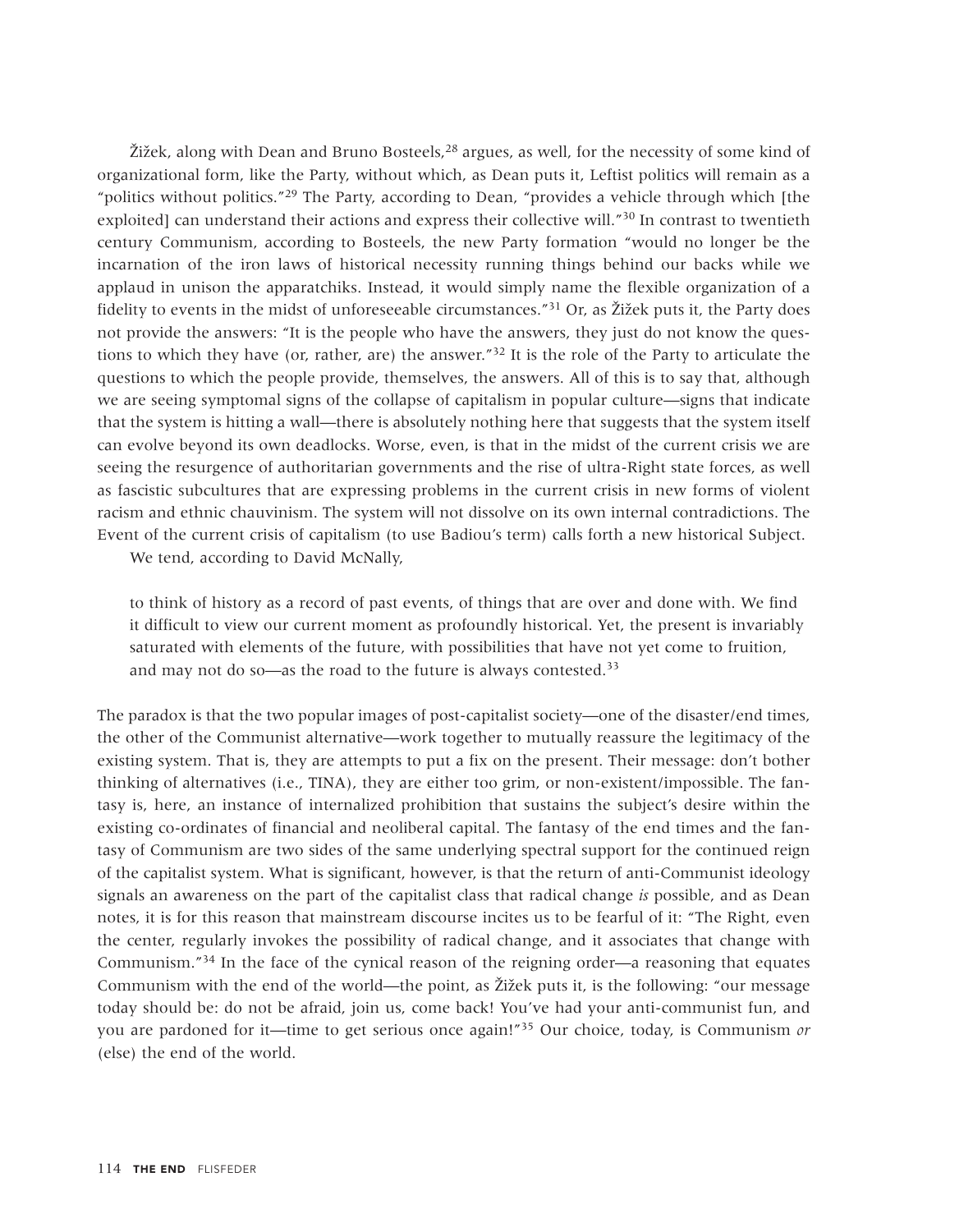Žižek, along with Dean and Bruno Bosteels,[28] argues, as well, for the necessity of some kind of organizational form, like the Party, without which, as Dean puts it, Leftist politics will remain as a "politics without politics."[29] The Party, according to Dean, "provides a vehicle through which [the exploited] can understand their actions and express their collective will."[30] In contrast to twentieth century Communism, according to Bosteels, the new Party formation "would no longer be the incarnation of the iron laws of historical necessity running things behind our backs while we applaud in unison the apparatchiks. Instead, it would simply name the flexible organization of a fidelity to events in the midst of unforeseeable circumstances."[31] Or, as Žižek puts it, the Party does not provide the answers: "It is the people who have the answers, they just do not know the questions to which they have (or, rather, are) the answer."[32] It is the role of the Party to articulate the questions to which the people provide, themselves, the answers. All of this is to say that, although we are seeing symptomal signs of the collapse of capitalism in popular culture—signs that indicate that the system is hitting a wall—there is absolutely nothing here that suggests that the system itself can evolve beyond its own deadlocks. Worse, even, is that in the midst of the current crisis we are seeing the resurgence of authoritarian governments and the rise of ultra-Right state forces, as well as fascistic subcultures that are expressing problems in the current crisis in new forms of violent racism and ethnic chauvinism. The system will not dissolve on its own internal contradictions. The Event of the current crisis of capitalism (to use Badiou's term) calls forth a new historical Subject.

We tend, according to David McNally,

> to think of history as a record of past events, of things that are over and done with. We find it difficult to view our current moment as profoundly historical. Yet, the present is invariably saturated with elements of the future, with possibilities that have not yet come to fruition, and may not do so—as the road to the future is always contested.[33]

The paradox is that the two popular images of post-capitalist society—one of the disaster/end times, the other of the Communist alternative—work together to mutually reassure the legitimacy of the existing system. That is, they are attempts to put a fix on the present. Their message: don't bother thinking of alternatives (i.e., TINA), they are either too grim, or non-existent/impossible. The fantasy is, here, an instance of internalized prohibition that sustains the subject's desire within the existing co-ordinates of financial and neoliberal capital. The fantasy of the end times and the fantasy of Communism are two sides of the same underlying spectral support for the continued reign of the capitalist system. What is significant, however, is that the return of anti-Communist ideology signals an awareness on the part of the capitalist class that radical change *is* possible, and as Dean notes, it is for this reason that mainstream discourse incites us to be fearful of it: "The Right, even the center, regularly invokes the possibility of radical change, and it associates that change with Communism."[34] In the face of the cynical reason of the reigning order—a reasoning that equates Communism with the end of the world—the point, as Žižek puts it, is the following: "our message today should be: do not be afraid, join us, come back! You've had your anti-communist fun, and you are pardoned for it—time to get serious once again!"[35] Our choice, today, is Communism *or* (else) the end of the world.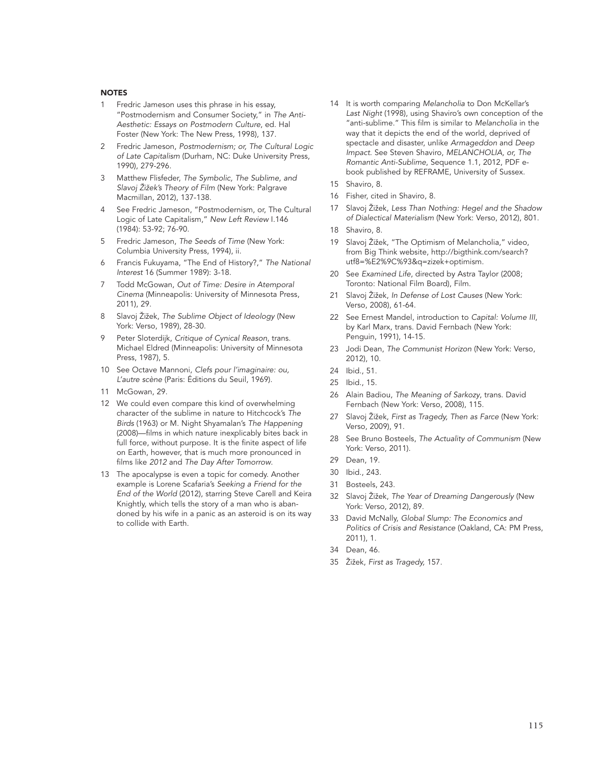## NOTES

1. Fredric Jameson uses this phrase in his essay, "Postmodernism and Consumer Society," in *The Anti-Aesthetic: Essays on Postmodern Culture*, ed. Hal Foster (New York: The New Press, 1998), 137.
2. Fredric Jameson, *Postmodernism; or, The Cultural Logic of Late Capitalism* (Durham, NC: Duke University Press, 1990), 279-296.
3. Matthew Flisfeder, *The Symbolic, The Sublime, and Slavoj Žižek's Theory of Film* (New York: Palgrave Macmillan, 2012), 137-138.
4. See Fredric Jameson, "Postmodernism, or, The Cultural Logic of Late Capitalism," *New Left Review* I.146 (1984): 53-92; 76-90.
5. Fredric Jameson, *The Seeds of Time* (New York: Columbia University Press, 1994), ii.
6. Francis Fukuyama, "The End of History?," *The National Interest* 16 (Summer 1989): 3-18.
7. Todd McGowan, *Out of Time: Desire in Atemporal Cinema* (Minneapolis: University of Minnesota Press, 2011), 29.
8. Slavoj Žižek, *The Sublime Object of Ideology* (New York: Verso, 1989), 28-30.
9. Peter Sloterdijk, *Critique of Cynical Reason*, trans. Michael Eldred (Minneapolis: University of Minnesota Press, 1987), 5.
10. See Octave Mannoni, *Clefs pour l'imaginaire: ou, L'autre scène* (Paris: Éditions du Seuil, 1969).
11. McGowan, 29.
12. We could even compare this kind of overwhelming character of the sublime in nature to Hitchcock's *The Birds* (1963) or M. Night Shyamalan's *The Happening* (2008)—films in which nature inexplicably bites back in full force, without purpose. It is the finite aspect of life on Earth, however, that is much more pronounced in films like *2012* and *The Day After Tomorrow*.
13. The apocalypse is even a topic for comedy. Another example is Lorene Scafaria's *Seeking a Friend for the End of the World* (2012), starring Steve Carell and Keira Knightly, which tells the story of a man who is abandoned by his wife in a panic as an asteroid is on its way to collide with Earth.
14. It is worth comparing *Melancholia* to Don McKellar's *Last Night* (1998), using Shaviro's own conception of the "anti-sublime." This film is similar to *Melancholia* in the way that it depicts the end of the world, deprived of spectacle and disaster, unlike *Armageddon* and *Deep Impact*. See Steven Shaviro, *MELANCHOLIA, or, The Romantic Anti-Sublime*, Sequence 1.1, 2012, PDF e-book published by REFRAME, University of Sussex.
15. Shaviro, 8.
16. Fisher, cited in Shaviro, 8.
17. Slavoj Žižek, *Less Than Nothing: Hegel and the Shadow of Dialectical Materialism* (New York: Verso, 2012), 801.
18. Shaviro, 8.
19. Slavoj Žižek, "The Optimism of Melancholia," video, from Big Think website, http://bigthink.com/search?utf8=%E2%9C%93&q=zizek+optimism.
20. See *Examined Life*, directed by Astra Taylor (2008; Toronto: National Film Board), Film.
21. Slavoj Žižek, *In Defense of Lost Causes* (New York: Verso, 2008), 61-64.
22. See Ernest Mandel, introduction to *Capital: Volume III*, by Karl Marx, trans. David Fernbach (New York: Penguin, 1991), 14-15.
23. Jodi Dean, *The Communist Horizon* (New York: Verso, 2012), 10.
24. Ibid., 51.
25. Ibid., 15.
26. Alain Badiou, *The Meaning of Sarkozy*, trans. David Fernbach (New York: Verso, 2008), 115.
27. Slavoj Žižek, *First as Tragedy, Then as Farce* (New York: Verso, 2009), 91.
28. See Bruno Bosteels, *The Actuality of Communism* (New York: Verso, 2011).
29. Dean, 19.
30. Ibid., 243.
31. Bosteels, 243.
32. Slavoj Žižek, *The Year of Dreaming Dangerously* (New York: Verso, 2012), 89.
33. David McNally, *Global Slump: The Economics and Politics of Crisis and Resistance* (Oakland, CA: PM Press, 2011), 1.
34. Dean, 46.
35. Žižek, *First as Tragedy,* 157.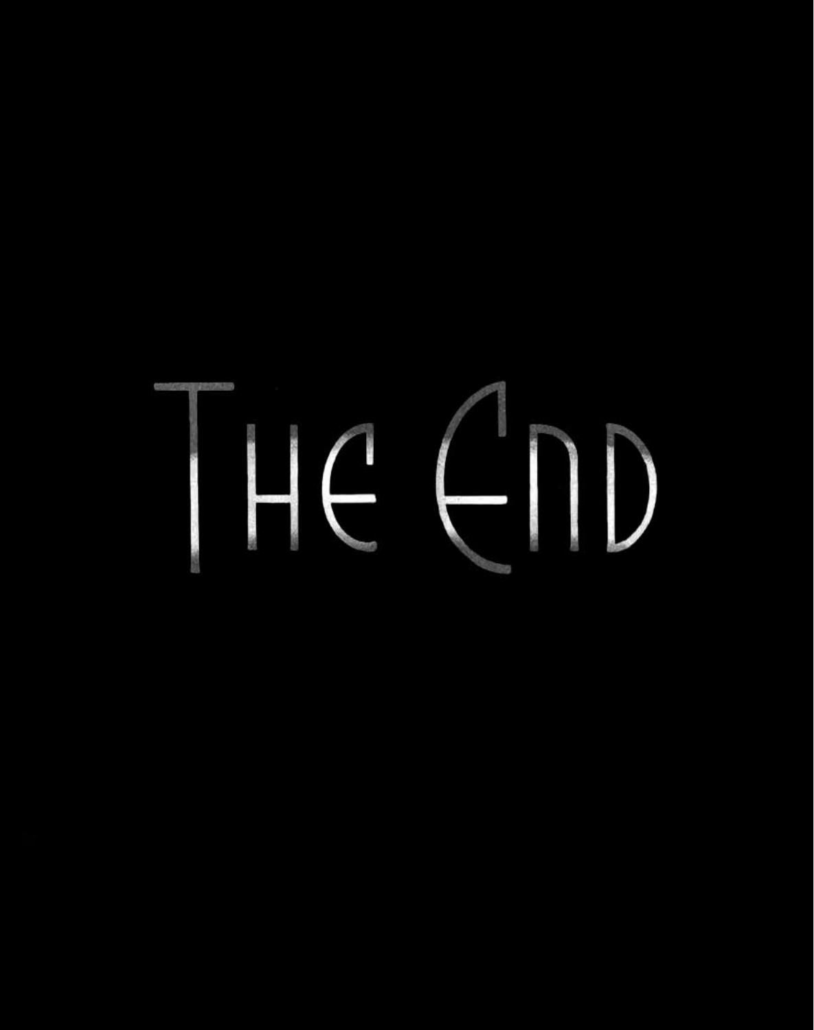# The End